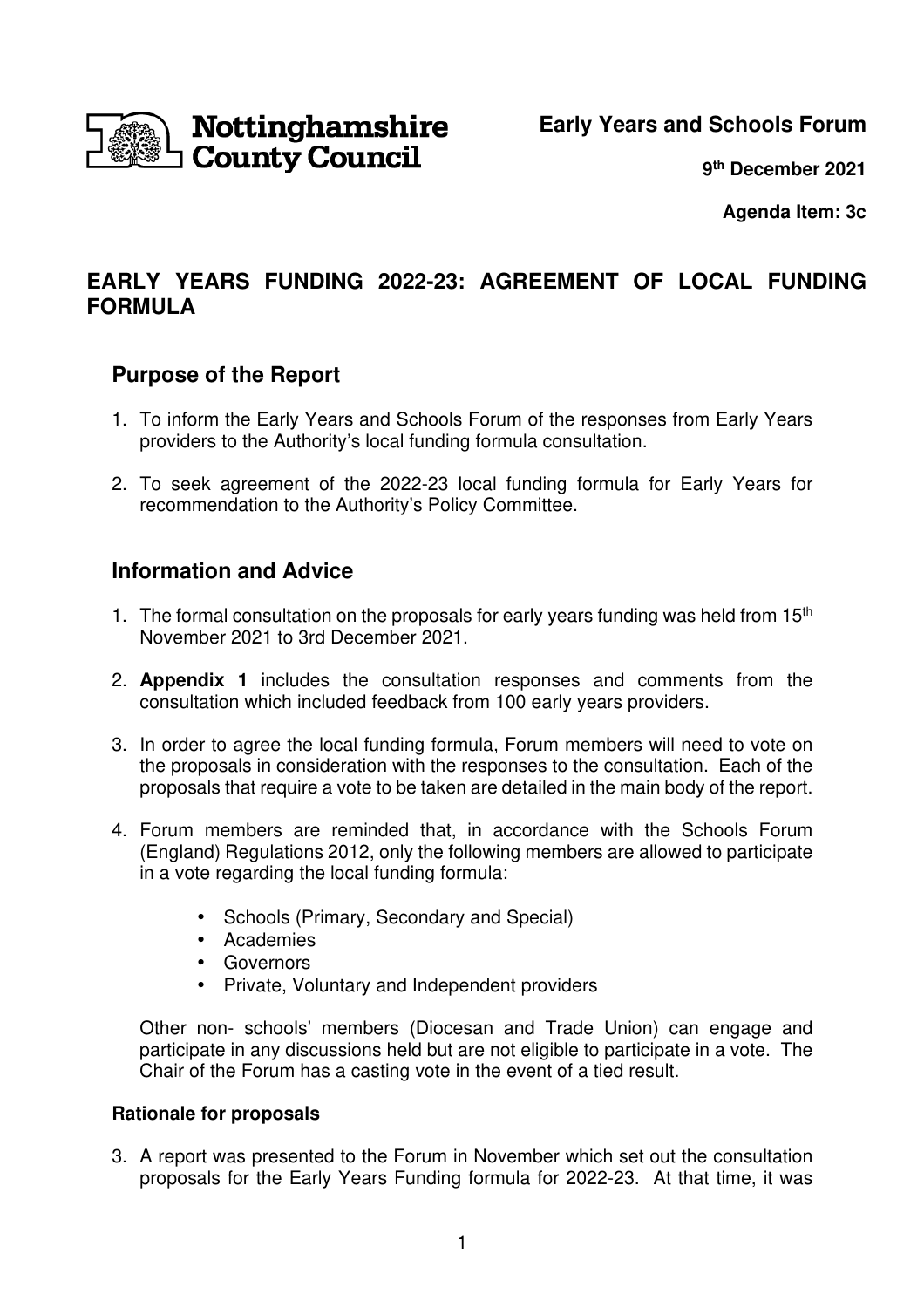Nottinghamshire County Council

**Early Years and Schools Forum**

**9th December 2021**

**Agenda Item: 3c**

# EARLY YEARS FUNDING 2022-23: AGREEMENT OF LOCAL FUNDING FORMULA

## Purpose of the Report

1. To inform the Early Years and Schools Forum of the responses from Early Years providers to the Authority's local funding formula consultation.
2. To seek agreement of the 2022-23 local funding formula for Early Years for recommendation to the Authority's Policy Committee.

## Information and Advice

1. The formal consultation on the proposals for early years funding was held from 15th November 2021 to 3rd December 2021.
2. **Appendix 1** includes the consultation responses and comments from the consultation which included feedback from 100 early years providers.
3. In order to agree the local funding formula, Forum members will need to vote on the proposals in consideration with the responses to the consultation. Each of the proposals that require a vote to be taken are detailed in the main body of the report.
4. Forum members are reminded that, in accordance with the Schools Forum (England) Regulations 2012, only the following members are allowed to participate in a vote regarding the local funding formula:
   - Schools (Primary, Secondary and Special)
   - Academies
   - Governors
   - Private, Voluntary and Independent providers

   Other non- schools' members (Diocesan and Trade Union) can engage and participate in any discussions held but are not eligible to participate in a vote. The Chair of the Forum has a casting vote in the event of a tied result.

### Rationale for proposals

3. A report was presented to the Forum in November which set out the consultation proposals for the Early Years Funding formula for 2022-23. At that time, it was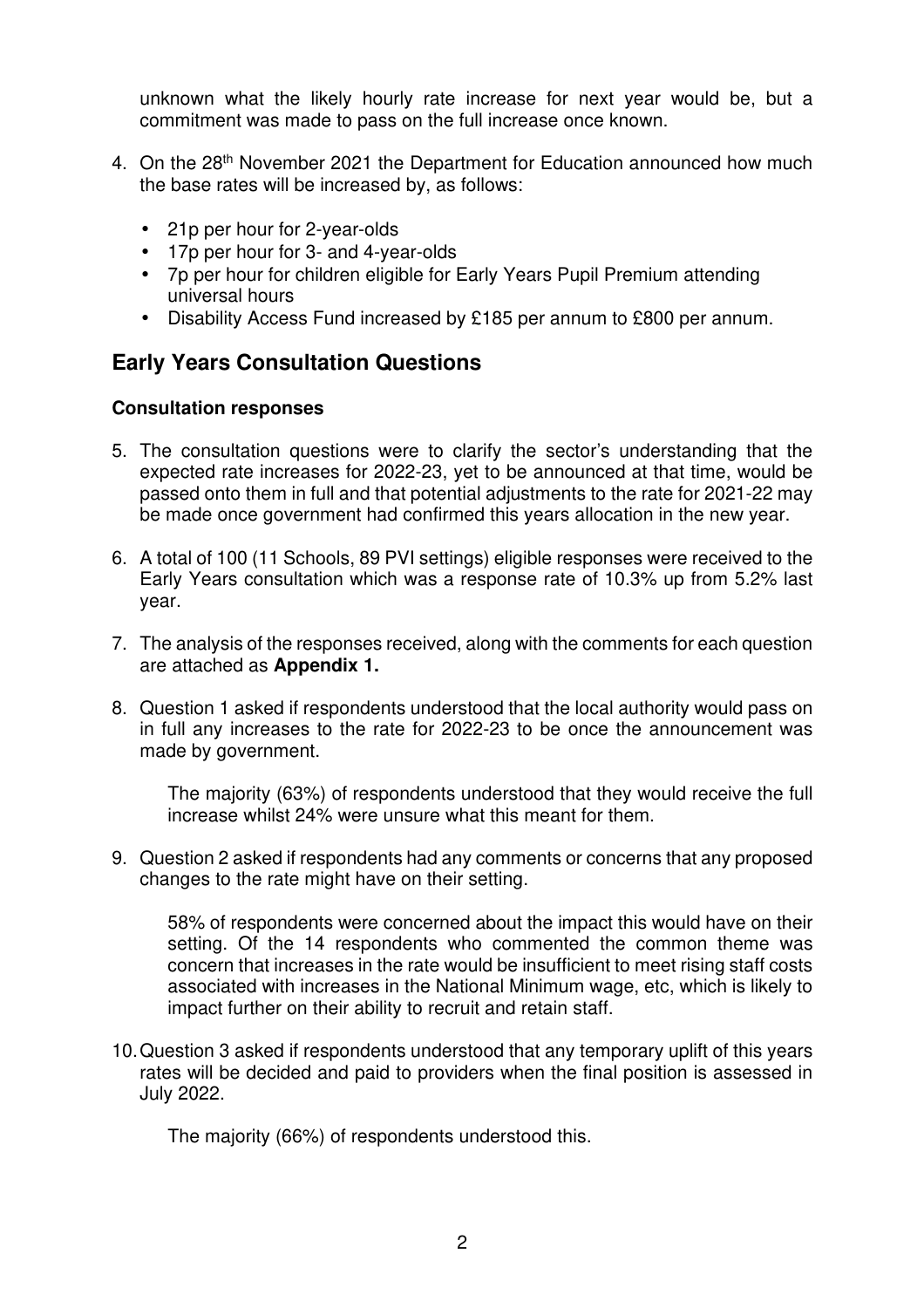unknown what the likely hourly rate increase for next year would be, but a commitment was made to pass on the full increase once known.

4. On the 28th November 2021 the Department for Education announced how much the base rates will be increased by, as follows:

   - 21p per hour for 2-year-olds
   - 17p per hour for 3- and 4-year-olds
   - 7p per hour for children eligible for Early Years Pupil Premium attending universal hours
   - Disability Access Fund increased by £185 per annum to £800 per annum.

## Early Years Consultation Questions

**Consultation responses**

5. The consultation questions were to clarify the sector's understanding that the expected rate increases for 2022-23, yet to be announced at that time, would be passed onto them in full and that potential adjustments to the rate for 2021-22 may be made once government had confirmed this years allocation in the new year.

6. A total of 100 (11 Schools, 89 PVI settings) eligible responses were received to the Early Years consultation which was a response rate of 10.3% up from 5.2% last year.

7. The analysis of the responses received, along with the comments for each question are attached as **Appendix 1.**

8. Question 1 asked if respondents understood that the local authority would pass on in full any increases to the rate for 2022-23 to be once the announcement was made by government.

   The majority (63%) of respondents understood that they would receive the full increase whilst 24% were unsure what this meant for them.

9. Question 2 asked if respondents had any comments or concerns that any proposed changes to the rate might have on their setting.

   58% of respondents were concerned about the impact this would have on their setting. Of the 14 respondents who commented the common theme was concern that increases in the rate would be insufficient to meet rising staff costs associated with increases in the National Minimum wage, etc, which is likely to impact further on their ability to recruit and retain staff.

10. Question 3 asked if respondents understood that any temporary uplift of this years rates will be decided and paid to providers when the final position is assessed in July 2022.

    The majority (66%) of respondents understood this.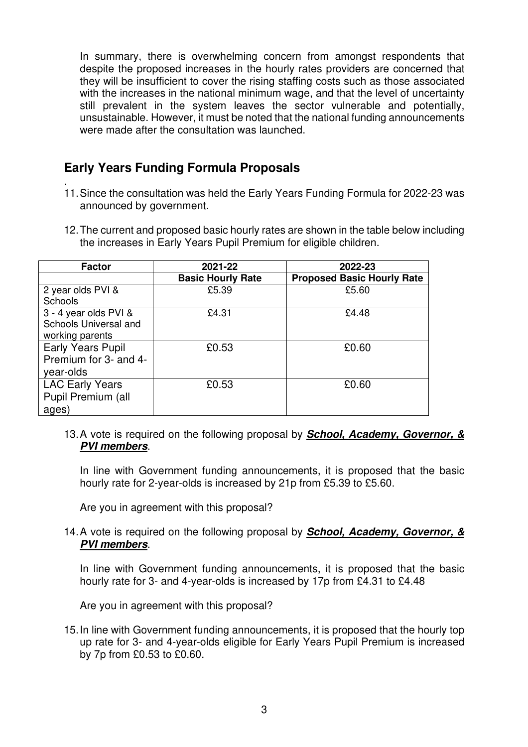In summary, there is overwhelming concern from amongst respondents that despite the proposed increases in the hourly rates providers are concerned that they will be insufficient to cover the rising staffing costs such as those associated with the increases in the national minimum wage, and that the level of uncertainty still prevalent in the system leaves the sector vulnerable and potentially, unsustainable. However, it must be noted that the national funding announcements were made after the consultation was launched.

## Early Years Funding Formula Proposals

.

11. Since the consultation was held the Early Years Funding Formula for 2022-23 was announced by government.

12. The current and proposed basic hourly rates are shown in the table below including the increases in Early Years Pupil Premium for eligible children.

| Factor | 2021-22 | 2022-23 |
|---|---|---|
| | **Basic Hourly Rate** | **Proposed Basic Hourly Rate** |
| 2 year olds PVI & Schools | £5.39 | £5.60 |
| 3 - 4 year olds PVI & Schools Universal and working parents | £4.31 | £4.48 |
| Early Years Pupil Premium for 3- and 4-year-olds | £0.53 | £0.60 |
| LAC Early Years Pupil Premium (all ages) | £0.53 | £0.60 |

13. A vote is required on the following proposal by ***School, Academy, Governor, & PVI members***.

    In line with Government funding announcements, it is proposed that the basic hourly rate for 2-year-olds is increased by 21p from £5.39 to £5.60.

    Are you in agreement with this proposal?

14. A vote is required on the following proposal by ***School, Academy, Governor, & PVI members***.

    In line with Government funding announcements, it is proposed that the basic hourly rate for 3- and 4-year-olds is increased by 17p from £4.31 to £4.48

    Are you in agreement with this proposal?

15. In line with Government funding announcements, it is proposed that the hourly top up rate for 3- and 4-year-olds eligible for Early Years Pupil Premium is increased by 7p from £0.53 to £0.60.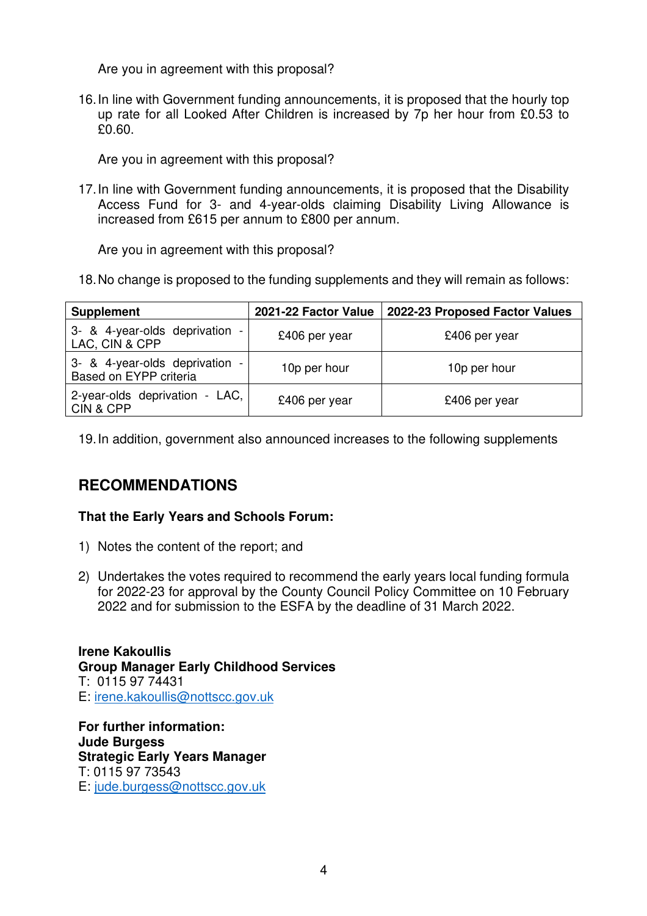Are you in agreement with this proposal?

16. In line with Government funding announcements, it is proposed that the hourly top up rate for all Looked After Children is increased by 7p her hour from £0.53 to £0.60.

    Are you in agreement with this proposal?

17. In line with Government funding announcements, it is proposed that the Disability Access Fund for 3- and 4-year-olds claiming Disability Living Allowance is increased from £615 per annum to £800 per annum.

    Are you in agreement with this proposal?

18. No change is proposed to the funding supplements and they will remain as follows:

| Supplement | 2021-22 Factor Value | 2022-23 Proposed Factor Values |
|---|---|---|
| 3- & 4-year-olds deprivation - LAC, CIN & CPP | £406 per year | £406 per year |
| 3- & 4-year-olds deprivation - Based on EYPP criteria | 10p per hour | 10p per hour |
| 2-year-olds deprivation - LAC, CIN & CPP | £406 per year | £406 per year |

19. In addition, government also announced increases to the following supplements

## RECOMMENDATIONS

**That the Early Years and Schools Forum:**

1) Notes the content of the report; and

2) Undertakes the votes required to recommend the early years local funding formula for 2022-23 for approval by the County Council Policy Committee on 10 February 2022 and for submission to the ESFA by the deadline of 31 March 2022.

**Irene Kakoullis**
**Group Manager Early Childhood Services**
T: 0115 97 74431
E: irene.kakoullis@nottscc.gov.uk

**For further information:**
**Jude Burgess**
**Strategic Early Years Manager**
T: 0115 97 73543
E: jude.burgess@nottscc.gov.uk